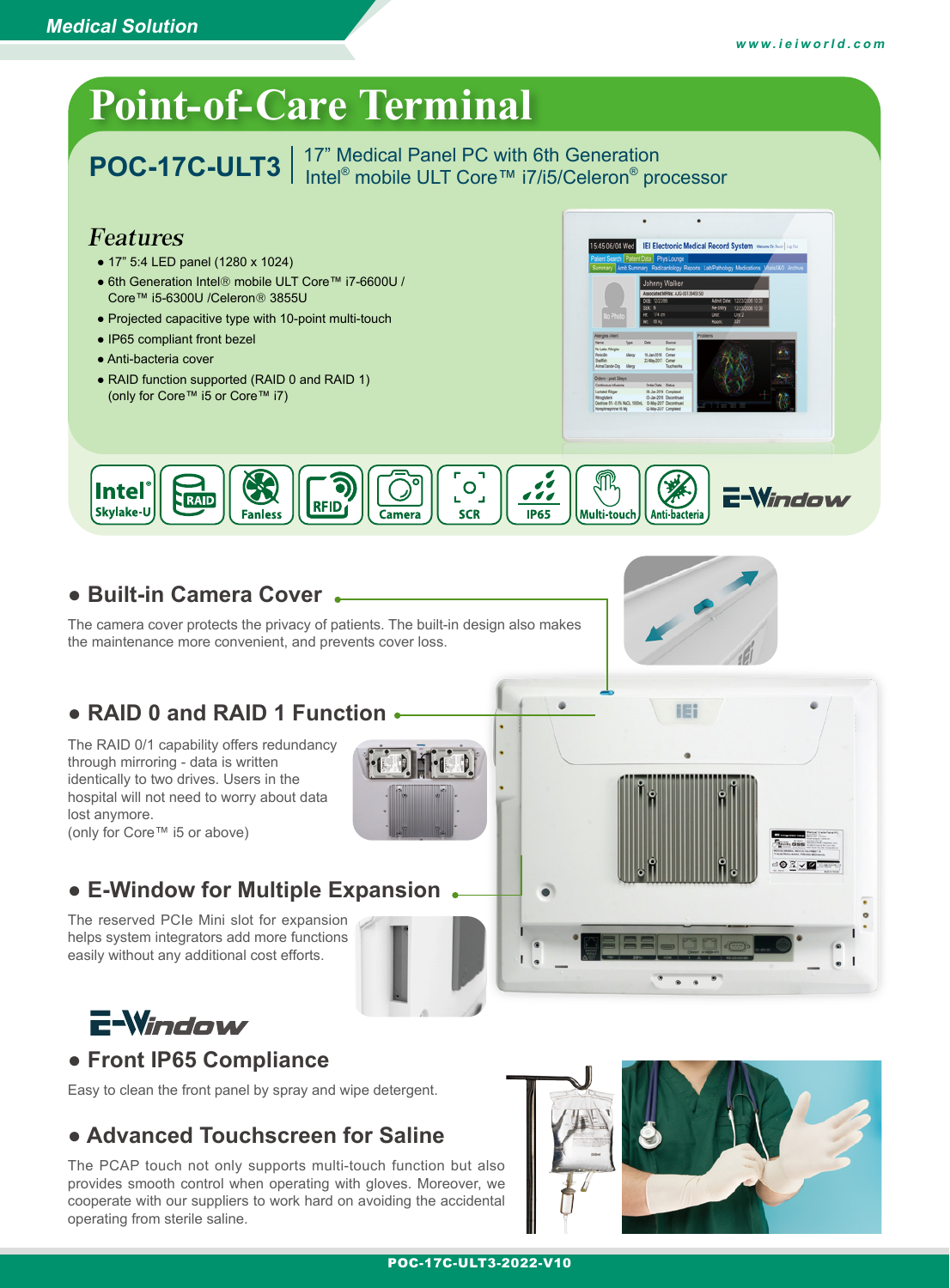Medical Solution

www.ieiworld.com

# Point-of-Care Terminal

## POC-17C-ULT3 | 17" Medical Panel PC with 6th Generation Intel® mobile ULT Core™ i7/i5/Celeron® processor

### Features

- 17" 5:4 LED panel (1280 x 1024)
- 6th Generation Intel® mobile ULT Core™ i7-6600U / Core™ i5-6300U /Celeron® 3855U
- Projected capacitive type with 10-point multi-touch
- IP65 compliant front bezel
- Anti-bacteria cover
- RAID function supported (RAID 0 and RAID 1) (only for Core™ i5 or Core™ i7)

Intel® Skylake-U | RAID | Fanless | RFID | Camera | SCR | IP65 | Multi-touch | Anti-bacteria | E-Window

### • Built-in Camera Cover

The camera cover protects the privacy of patients. The built-in design also makes the maintenance more convenient, and prevents cover loss.

### • RAID 0 and RAID 1 Function

The RAID 0/1 capability offers redundancy through mirroring - data is written identically to two drives. Users in the hospital will not need to worry about data lost anymore.
(only for Core™ i5 or above)

### • E-Window for Multiple Expansion

The reserved PCIe Mini slot for expansion helps system integrators add more functions easily without any additional cost efforts.

E-Window

### • Front IP65 Compliance

Easy to clean the front panel by spray and wipe detergent.

### • Advanced Touchscreen for Saline

The PCAP touch not only supports multi-touch function but also provides smooth control when operating with gloves. Moreover, we cooperate with our suppliers to work hard on avoiding the accidental operating from sterile saline.

POC-17C-ULT3-2022-V10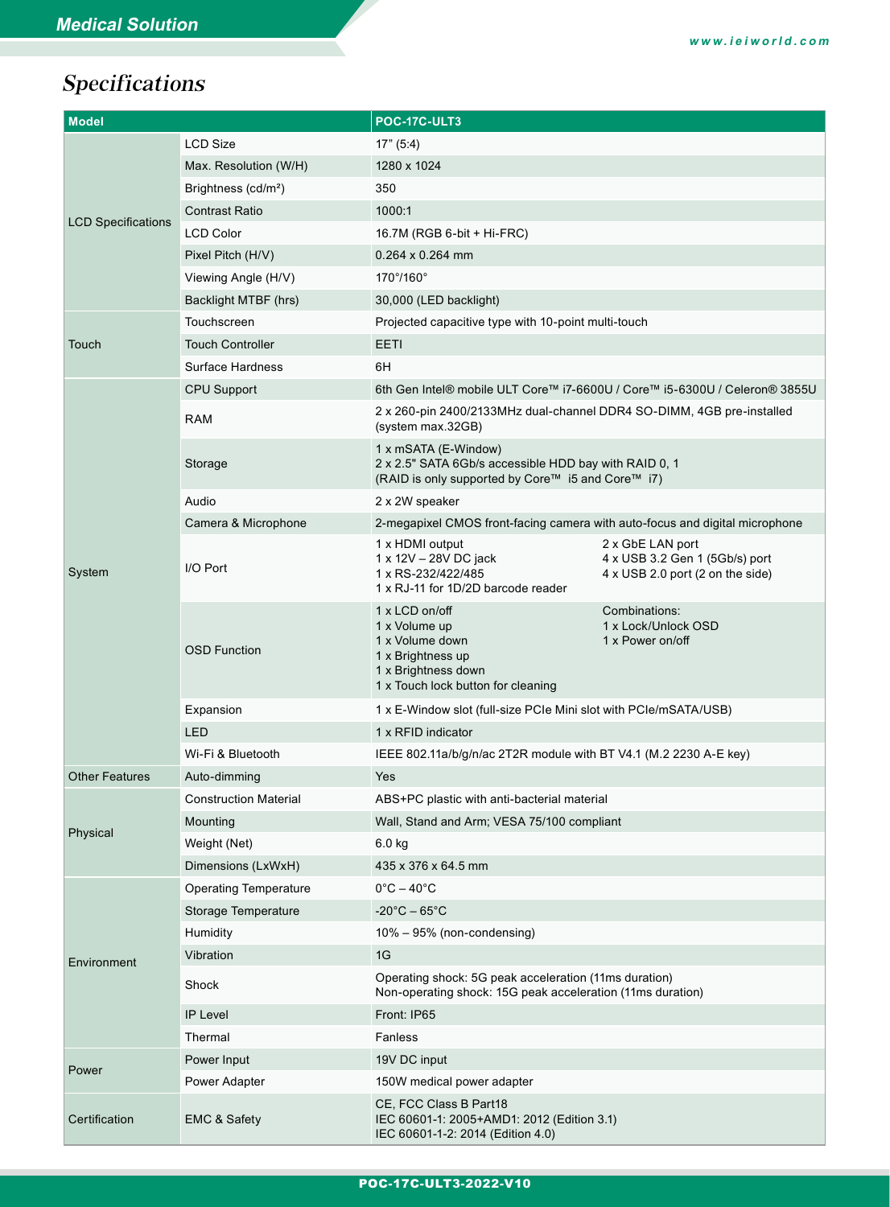# Specifications

| Model | | POC-17C-ULT3 |
|---|---|---|
| LCD Specifications | LCD Size | 17" (5:4) |
| | Max. Resolution (W/H) | 1280 x 1024 |
| | Brightness (cd/m²) | 350 |
| | Contrast Ratio | 1000:1 |
| | LCD Color | 16.7M (RGB 6-bit + Hi-FRC) |
| | Pixel Pitch (H/V) | 0.264 x 0.264 mm |
| | Viewing Angle (H/V) | 170°/160° |
| | Backlight MTBF (hrs) | 30,000 (LED backlight) |
| Touch | Touchscreen | Projected capacitive type with 10-point multi-touch |
| | Touch Controller | EETI |
| | Surface Hardness | 6H |
| System | CPU Support | 6th Gen Intel® mobile ULT Core™ i7-6600U / Core™ i5-6300U / Celeron® 3855U |
| | RAM | 2 x 260-pin 2400/2133MHz dual-channel DDR4 SO-DIMM, 4GB pre-installed (system max.32GB) |
| | Storage | 1 x mSATA (E-Window)<br>2 x 2.5" SATA 6Gb/s accessible HDD bay with RAID 0, 1<br>(RAID is only supported by Core™ i5 and Core™ i7) |
| | Audio | 2 x 2W speaker |
| | Camera & Microphone | 2-megapixel CMOS front-facing camera with auto-focus and digital microphone |
| | I/O Port | 1 x HDMI output<br>1 x 12V – 28V DC jack<br>1 x RS-232/422/485<br>1 x RJ-11 for 1D/2D barcode reader<br>2 x GbE LAN port<br>4 x USB 3.2 Gen 1 (5Gb/s) port<br>4 x USB 2.0 port (2 on the side) |
| | OSD Function | 1 x LCD on/off<br>1 x Volume up<br>1 x Volume down<br>1 x Brightness up<br>1 x Brightness down<br>1 x Touch lock button for cleaning<br>Combinations:<br>1 x Lock/Unlock OSD<br>1 x Power on/off |
| | Expansion | 1 x E-Window slot (full-size PCIe Mini slot with PCIe/mSATA/USB) |
| | LED | 1 x RFID indicator |
| | Wi-Fi & Bluetooth | IEEE 802.11a/b/g/n/ac 2T2R module with BT V4.1 (M.2 2230 A-E key) |
| Other Features | Auto-dimming | Yes |
| Physical | Construction Material | ABS+PC plastic with anti-bacterial material |
| | Mounting | Wall, Stand and Arm; VESA 75/100 compliant |
| | Weight (Net) | 6.0 kg |
| | Dimensions (LxWxH) | 435 x 376 x 64.5 mm |
| Environment | Operating Temperature | 0°C – 40°C |
| | Storage Temperature | -20°C – 65°C |
| | Humidity | 10% – 95% (non-condensing) |
| | Vibration | 1G |
| | Shock | Operating shock: 5G peak acceleration (11ms duration)<br>Non-operating shock: 15G peak acceleration (11ms duration) |
| | IP Level | Front: IP65 |
| | Thermal | Fanless |
| Power | Power Input | 19V DC input |
| | Power Adapter | 150W medical power adapter |
| Certification | EMC & Safety | CE, FCC Class B Part18<br>IEC 60601-1: 2005+AMD1: 2012 (Edition 3.1)<br>IEC 60601-1-2: 2014 (Edition 4.0) |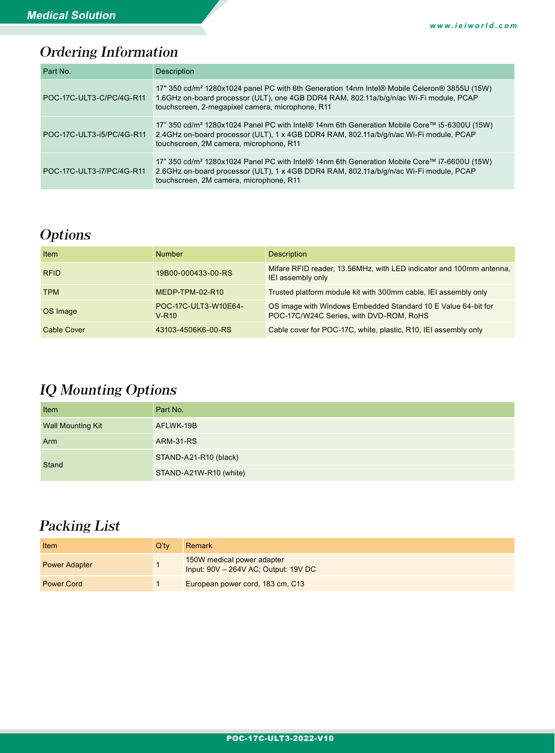## Ordering Information

| Part No. | Description |
| --- | --- |
| POC-17C-ULT3-C/PC/4G-R11 | 17" 350 cd/m² 1280x1024 panel PC with 6th Generation 14nm Intel® Mobile Celeron® 3855U (15W) 1.6GHz on-board processor (ULT), one 4GB DDR4 RAM, 802.11a/b/g/n/ac Wi-Fi module, PCAP touchscreen, 2-megapixel camera, microphone, R11 |
| POC-17C-ULT3-i5/PC/4G-R11 | 17" 350 cd/m² 1280x1024 Panel PC with Intel® 14nm 6th Generation Mobile Core™ i5-6300U (15W) 2.4GHz on-board processor (ULT), 1 x 4GB DDR4 RAM, 802.11a/b/g/n/ac Wi-Fi module, PCAP touchscreen, 2M camera, microphone, R11 |
| POC-17C-ULT3-i7/PC/4G-R11 | 17" 350 cd/m² 1280x1024 Panel PC with Intel® 14nm 6th Generation Mobile Core™ i7-6600U (15W) 2.6GHz on-board processor (ULT), 1 x 4GB DDR4 RAM, 802.11a/b/g/n/ac Wi-Fi module, PCAP touchscreen, 2M camera, microphone, R11 |

## Options

| Item | Number | Description |
| --- | --- | --- |
| RFID | 19B00-000433-00-RS | Mifare RFID reader, 13.56MHz, with LED indicator and 100mm antenna, IEI assembly only |
| TPM | MEDP-TPM-02-R10 | Trusted platform module kit with 300mm cable, IEI assembly only |
| OS Image | POC-17C-ULT3-W10E64-V-R10 | OS image with Windows Embedded Standard 10 E Value 64-bit for POC-17C/W24C Series, with DVD-ROM, RoHS |
| Cable Cover | 43103-4506K6-00-RS | Cable cover for POC-17C, white, plastic, R10, IEI assembly only |

## IQ Mounting Options

| Item | Part No. |
| --- | --- |
| Wall Mounting Kit | AFLWK-19B |
| Arm | ARM-31-RS |
| Stand | STAND-A21-R10 (black) |
| | STAND-A21W-R10 (white) |

## Packing List

| Item | Q'ty | Remark |
| --- | --- | --- |
| Power Adapter | 1 | 150W medical power adapter<br>Input: 90V – 264V AC; Output: 19V DC |
| Power Cord | 1 | European power cord, 183 cm, C13 |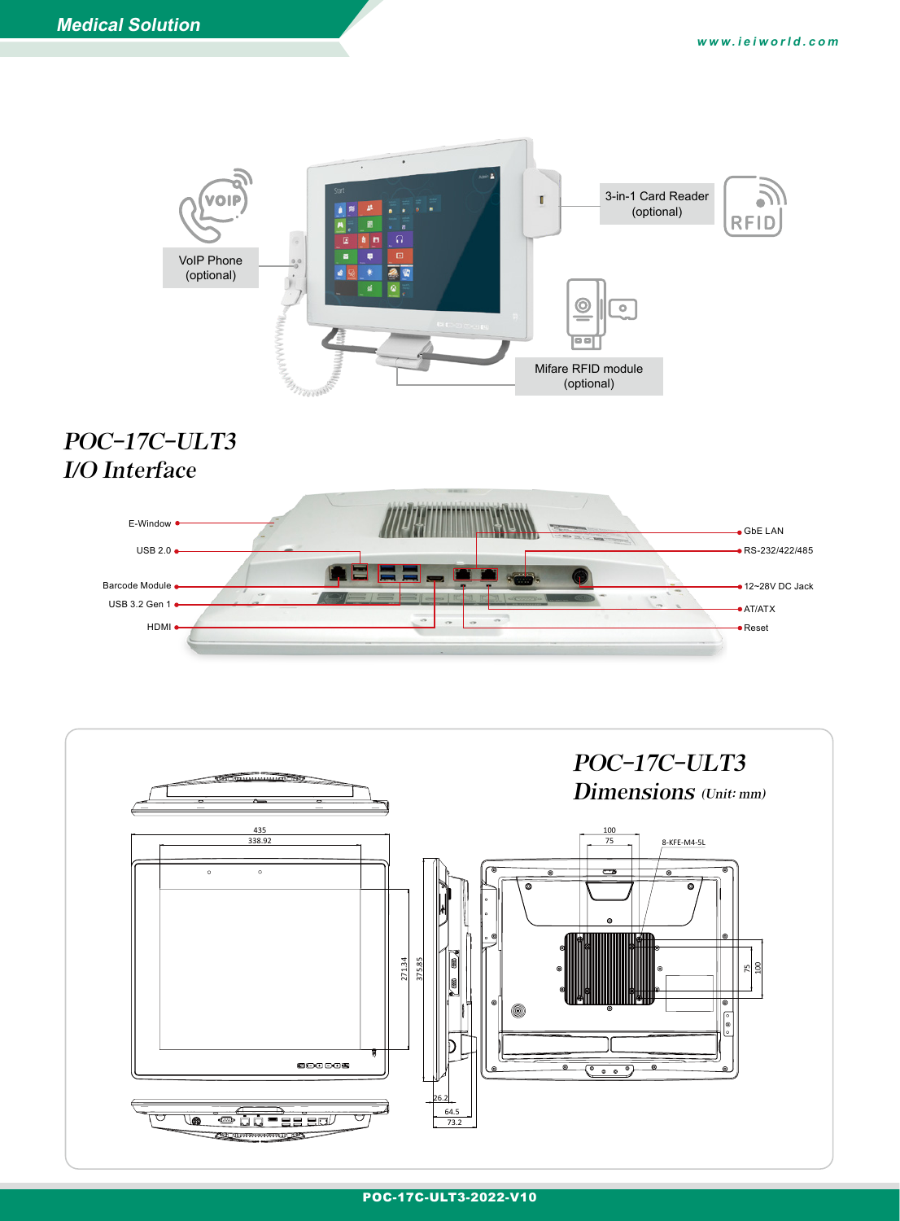## Medical Solution

VoIP Phone (optional)

3-in-1 Card Reader (optional)

Mifare RFID module (optional)

## *POC-17C-ULT3 I/O Interface*

E-Window

USB 2.0

Barcode Module

USB 3.2 Gen 1

HDMI

GbE LAN

RS-232/422/485

12~28V DC Jack

AT/ATX

Reset

## *POC-17C-ULT3 Dimensions* *(Unit: mm)*

435

338.92

271.34

375.85

26.2

64.5

73.2

100

75

8-KFE-M4-5L

75

100

POC-17C-ULT3-2022-V10